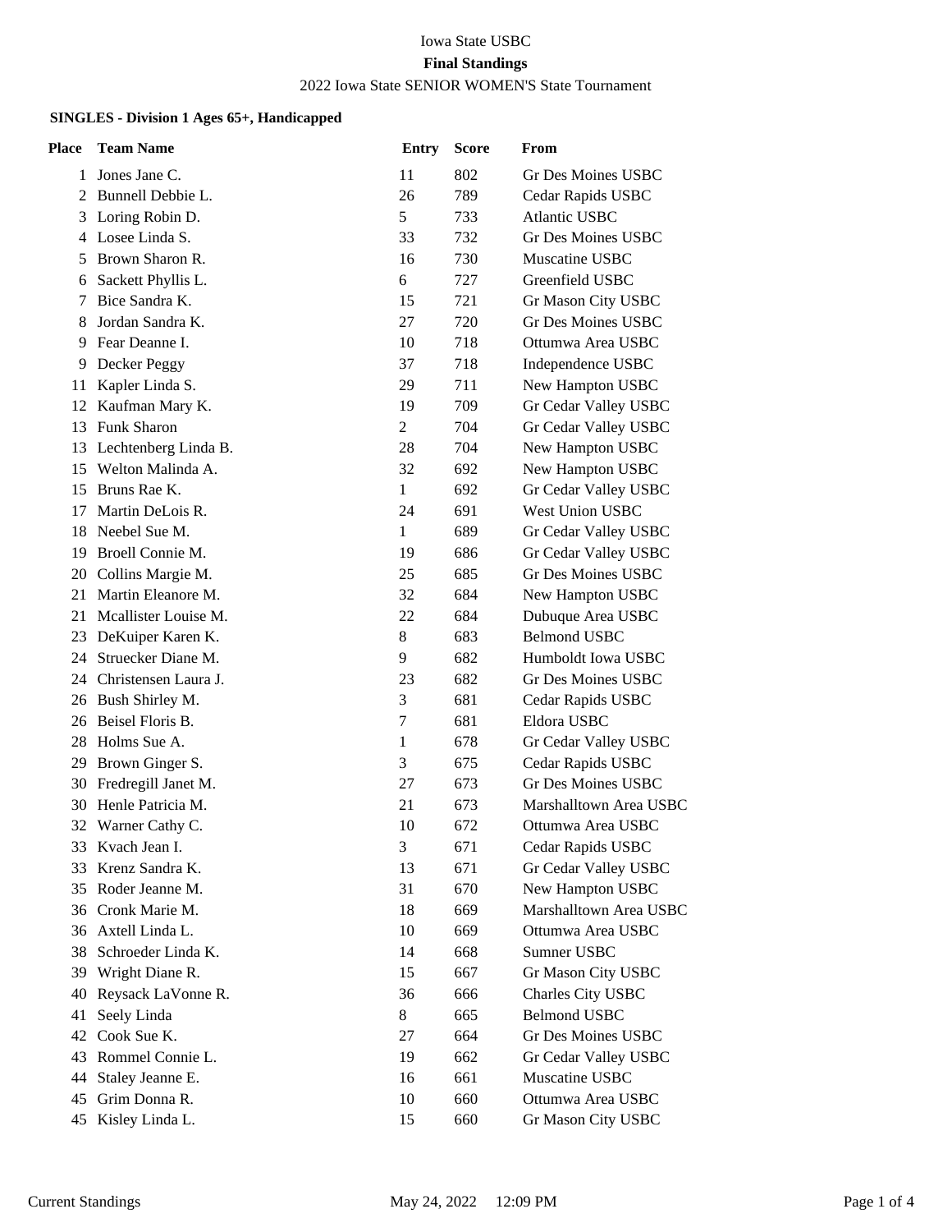Iowa State USBC

**Final Standings**

2022 Iowa State SENIOR WOMEN'S State Tournament

**SINGLES - Division 1 Ages 65+, Handicapped**

| Place | Team Name | Entry | Score | From |
|---|---|---|---|---|
| 1 | Jones Jane C. | 11 | 802 | Gr Des Moines USBC |
| 2 | Bunnell Debbie L. | 26 | 789 | Cedar Rapids USBC |
| 3 | Loring Robin D. | 5 | 733 | Atlantic USBC |
| 4 | Losee Linda S. | 33 | 732 | Gr Des Moines USBC |
| 5 | Brown Sharon R. | 16 | 730 | Muscatine USBC |
| 6 | Sackett Phyllis L. | 6 | 727 | Greenfield USBC |
| 7 | Bice Sandra K. | 15 | 721 | Gr Mason City USBC |
| 8 | Jordan Sandra K. | 27 | 720 | Gr Des Moines USBC |
| 9 | Fear Deanne I. | 10 | 718 | Ottumwa Area USBC |
| 9 | Decker Peggy | 37 | 718 | Independence USBC |
| 11 | Kapler Linda S. | 29 | 711 | New Hampton USBC |
| 12 | Kaufman Mary K. | 19 | 709 | Gr Cedar Valley USBC |
| 13 | Funk Sharon | 2 | 704 | Gr Cedar Valley USBC |
| 13 | Lechtenberg Linda B. | 28 | 704 | New Hampton USBC |
| 15 | Welton Malinda A. | 32 | 692 | New Hampton USBC |
| 15 | Bruns Rae K. | 1 | 692 | Gr Cedar Valley USBC |
| 17 | Martin DeLois R. | 24 | 691 | West Union USBC |
| 18 | Neebel Sue M. | 1 | 689 | Gr Cedar Valley USBC |
| 19 | Broell Connie M. | 19 | 686 | Gr Cedar Valley USBC |
| 20 | Collins Margie M. | 25 | 685 | Gr Des Moines USBC |
| 21 | Martin Eleanore M. | 32 | 684 | New Hampton USBC |
| 21 | Mcallister Louise M. | 22 | 684 | Dubuque Area USBC |
| 23 | DeKuiper Karen K. | 8 | 683 | Belmond USBC |
| 24 | Struecker Diane M. | 9 | 682 | Humboldt Iowa USBC |
| 24 | Christensen Laura J. | 23 | 682 | Gr Des Moines USBC |
| 26 | Bush Shirley M. | 3 | 681 | Cedar Rapids USBC |
| 26 | Beisel Floris B. | 7 | 681 | Eldora USBC |
| 28 | Holms Sue A. | 1 | 678 | Gr Cedar Valley USBC |
| 29 | Brown Ginger S. | 3 | 675 | Cedar Rapids USBC |
| 30 | Fredregill Janet M. | 27 | 673 | Gr Des Moines USBC |
| 30 | Henle Patricia M. | 21 | 673 | Marshalltown Area USBC |
| 32 | Warner Cathy C. | 10 | 672 | Ottumwa Area USBC |
| 33 | Kvach Jean I. | 3 | 671 | Cedar Rapids USBC |
| 33 | Krenz Sandra K. | 13 | 671 | Gr Cedar Valley USBC |
| 35 | Roder Jeanne M. | 31 | 670 | New Hampton USBC |
| 36 | Cronk Marie M. | 18 | 669 | Marshalltown Area USBC |
| 36 | Axtell Linda L. | 10 | 669 | Ottumwa Area USBC |
| 38 | Schroeder Linda K. | 14 | 668 | Sumner USBC |
| 39 | Wright Diane R. | 15 | 667 | Gr Mason City USBC |
| 40 | Reysack LaVonne R. | 36 | 666 | Charles City USBC |
| 41 | Seely Linda | 8 | 665 | Belmond USBC |
| 42 | Cook Sue K. | 27 | 664 | Gr Des Moines USBC |
| 43 | Rommel Connie L. | 19 | 662 | Gr Cedar Valley USBC |
| 44 | Staley Jeanne E. | 16 | 661 | Muscatine USBC |
| 45 | Grim Donna R. | 10 | 660 | Ottumwa Area USBC |
| 45 | Kisley Linda L. | 15 | 660 | Gr Mason City USBC |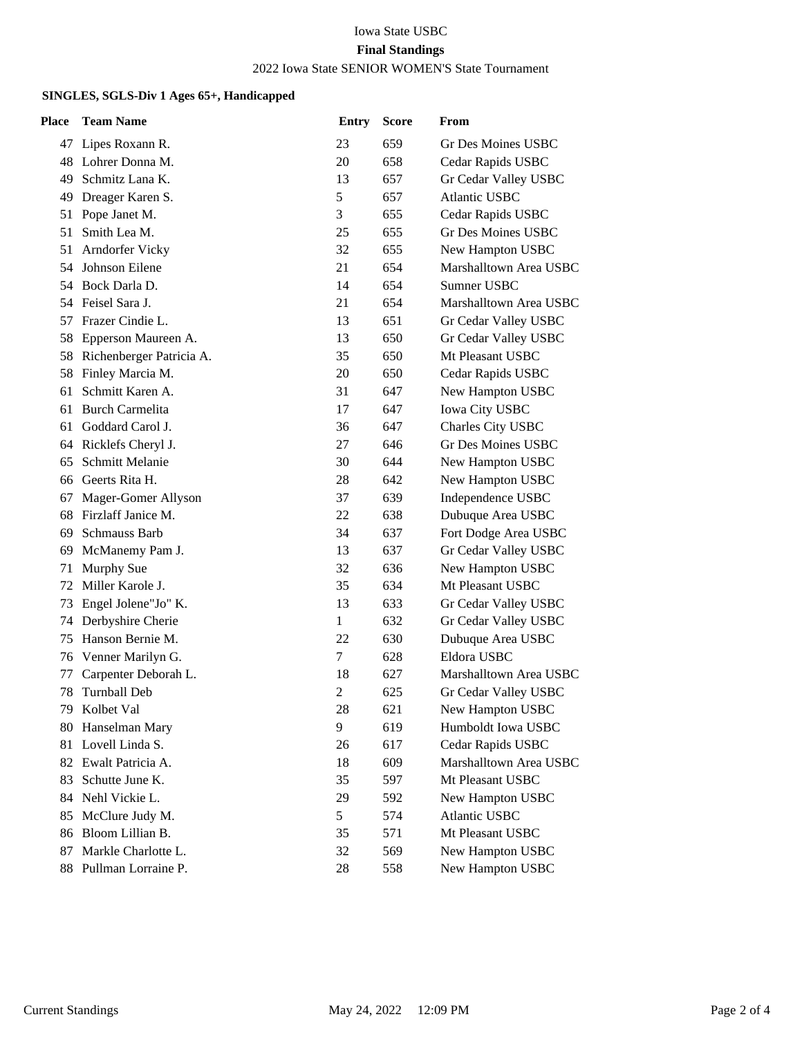Iowa State USBC

**Final Standings**

2022 Iowa State SENIOR WOMEN'S State Tournament

**SINGLES, SGLS-Div 1 Ages 65+, Handicapped**

| Place | Team Name | Entry | Score | From |
|---|---|---|---|---|
| 47 | Lipes Roxann R. | 23 | 659 | Gr Des Moines USBC |
| 48 | Lohrer Donna M. | 20 | 658 | Cedar Rapids USBC |
| 49 | Schmitz Lana K. | 13 | 657 | Gr Cedar Valley USBC |
| 49 | Dreager Karen S. | 5 | 657 | Atlantic USBC |
| 51 | Pope Janet M. | 3 | 655 | Cedar Rapids USBC |
| 51 | Smith Lea M. | 25 | 655 | Gr Des Moines USBC |
| 51 | Arndorfer Vicky | 32 | 655 | New Hampton USBC |
| 54 | Johnson Eilene | 21 | 654 | Marshalltown Area USBC |
| 54 | Bock Darla D. | 14 | 654 | Sumner USBC |
| 54 | Feisel Sara J. | 21 | 654 | Marshalltown Area USBC |
| 57 | Frazer Cindie L. | 13 | 651 | Gr Cedar Valley USBC |
| 58 | Epperson Maureen A. | 13 | 650 | Gr Cedar Valley USBC |
| 58 | Richenberger Patricia A. | 35 | 650 | Mt Pleasant USBC |
| 58 | Finley Marcia M. | 20 | 650 | Cedar Rapids USBC |
| 61 | Schmitt Karen A. | 31 | 647 | New Hampton USBC |
| 61 | Burch Carmelita | 17 | 647 | Iowa City USBC |
| 61 | Goddard Carol J. | 36 | 647 | Charles City USBC |
| 64 | Ricklefs Cheryl J. | 27 | 646 | Gr Des Moines USBC |
| 65 | Schmitt Melanie | 30 | 644 | New Hampton USBC |
| 66 | Geerts Rita H. | 28 | 642 | New Hampton USBC |
| 67 | Mager-Gomer Allyson | 37 | 639 | Independence USBC |
| 68 | Firzlaff Janice M. | 22 | 638 | Dubuque Area USBC |
| 69 | Schmauss Barb | 34 | 637 | Fort Dodge Area USBC |
| 69 | McManemy Pam J. | 13 | 637 | Gr Cedar Valley USBC |
| 71 | Murphy Sue | 32 | 636 | New Hampton USBC |
| 72 | Miller Karole J. | 35 | 634 | Mt Pleasant USBC |
| 73 | Engel Jolene"Jo" K. | 13 | 633 | Gr Cedar Valley USBC |
| 74 | Derbyshire Cherie | 1 | 632 | Gr Cedar Valley USBC |
| 75 | Hanson Bernie M. | 22 | 630 | Dubuque Area USBC |
| 76 | Venner Marilyn G. | 7 | 628 | Eldora USBC |
| 77 | Carpenter Deborah L. | 18 | 627 | Marshalltown Area USBC |
| 78 | Turnball Deb | 2 | 625 | Gr Cedar Valley USBC |
| 79 | Kolbet Val | 28 | 621 | New Hampton USBC |
| 80 | Hanselman Mary | 9 | 619 | Humboldt Iowa USBC |
| 81 | Lovell Linda S. | 26 | 617 | Cedar Rapids USBC |
| 82 | Ewalt Patricia A. | 18 | 609 | Marshalltown Area USBC |
| 83 | Schutte June K. | 35 | 597 | Mt Pleasant USBC |
| 84 | Nehl Vickie L. | 29 | 592 | New Hampton USBC |
| 85 | McClure Judy M. | 5 | 574 | Atlantic USBC |
| 86 | Bloom Lillian B. | 35 | 571 | Mt Pleasant USBC |
| 87 | Markle Charlotte L. | 32 | 569 | New Hampton USBC |
| 88 | Pullman Lorraine P. | 28 | 558 | New Hampton USBC |

Current Standings May 24, 2022 12:09 PM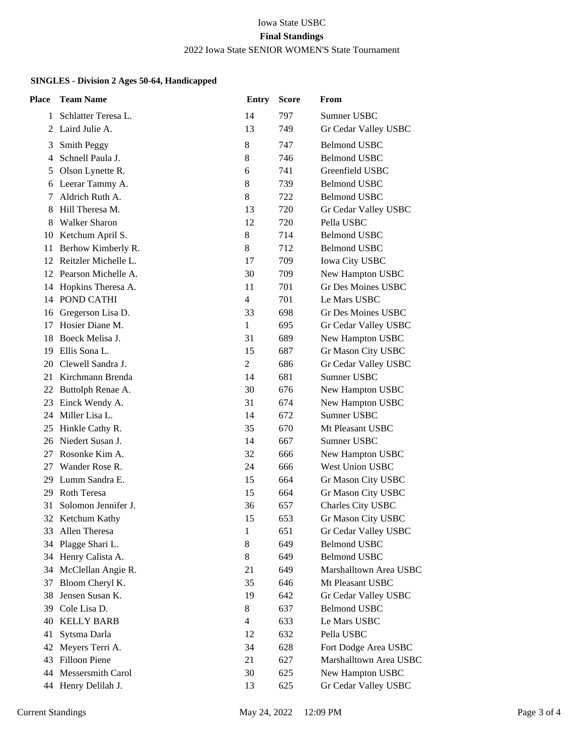Iowa State USBC

**Final Standings**

2022 Iowa State SENIOR WOMEN'S State Tournament

**SINGLES - Division 2 Ages 50-64, Handicapped**

| Place | Team Name | Entry | Score | From |
|---|---|---|---|---|
| 1 | Schlatter Teresa L. | 14 | 797 | Sumner USBC |
| 2 | Laird Julie A. | 13 | 749 | Gr Cedar Valley USBC |
| 3 | Smith Peggy | 8 | 747 | Belmond USBC |
| 4 | Schnell Paula J. | 8 | 746 | Belmond USBC |
| 5 | Olson Lynette R. | 6 | 741 | Greenfield USBC |
| 6 | Leerar Tammy A. | 8 | 739 | Belmond USBC |
| 7 | Aldrich Ruth A. | 8 | 722 | Belmond USBC |
| 8 | Hill Theresa M. | 13 | 720 | Gr Cedar Valley USBC |
| 8 | Walker Sharon | 12 | 720 | Pella USBC |
| 10 | Ketchum April S. | 8 | 714 | Belmond USBC |
| 11 | Berhow Kimberly R. | 8 | 712 | Belmond USBC |
| 12 | Reitzler Michelle L. | 17 | 709 | Iowa City USBC |
| 12 | Pearson Michelle A. | 30 | 709 | New Hampton USBC |
| 14 | Hopkins Theresa A. | 11 | 701 | Gr Des Moines USBC |
| 14 | POND CATHI | 4 | 701 | Le Mars USBC |
| 16 | Gregerson Lisa D. | 33 | 698 | Gr Des Moines USBC |
| 17 | Hosier Diane M. | 1 | 695 | Gr Cedar Valley USBC |
| 18 | Boeck Melisa J. | 31 | 689 | New Hampton USBC |
| 19 | Ellis Sona L. | 15 | 687 | Gr Mason City USBC |
| 20 | Clewell Sandra J. | 2 | 686 | Gr Cedar Valley USBC |
| 21 | Kirchmann Brenda | 14 | 681 | Sumner USBC |
| 22 | Buttolph Renae A. | 30 | 676 | New Hampton USBC |
| 23 | Einck Wendy A. | 31 | 674 | New Hampton USBC |
| 24 | Miller Lisa L. | 14 | 672 | Sumner USBC |
| 25 | Hinkle Cathy R. | 35 | 670 | Mt Pleasant USBC |
| 26 | Niedert Susan J. | 14 | 667 | Sumner USBC |
| 27 | Rosonke Kim A. | 32 | 666 | New Hampton USBC |
| 27 | Wander Rose R. | 24 | 666 | West Union USBC |
| 29 | Lumm Sandra E. | 15 | 664 | Gr Mason City USBC |
| 29 | Roth Teresa | 15 | 664 | Gr Mason City USBC |
| 31 | Solomon Jennifer J. | 36 | 657 | Charles City USBC |
| 32 | Ketchum Kathy | 15 | 653 | Gr Mason City USBC |
| 33 | Allen Theresa | 1 | 651 | Gr Cedar Valley USBC |
| 34 | Plagge Shari L. | 8 | 649 | Belmond USBC |
| 34 | Henry Calista A. | 8 | 649 | Belmond USBC |
| 34 | McClellan Angie R. | 21 | 649 | Marshalltown Area USBC |
| 37 | Bloom Cheryl K. | 35 | 646 | Mt Pleasant USBC |
| 38 | Jensen Susan K. | 19 | 642 | Gr Cedar Valley USBC |
| 39 | Cole Lisa D. | 8 | 637 | Belmond USBC |
| 40 | KELLY BARB | 4 | 633 | Le Mars USBC |
| 41 | Sytsma Darla | 12 | 632 | Pella USBC |
| 42 | Meyers Terri A. | 34 | 628 | Fort Dodge Area USBC |
| 43 | Filloon Piene | 21 | 627 | Marshalltown Area USBC |
| 44 | Messersmith Carol | 30 | 625 | New Hampton USBC |
| 44 | Henry Delilah J. | 13 | 625 | Gr Cedar Valley USBC |

Current Standings May 24, 2022 12:09 PM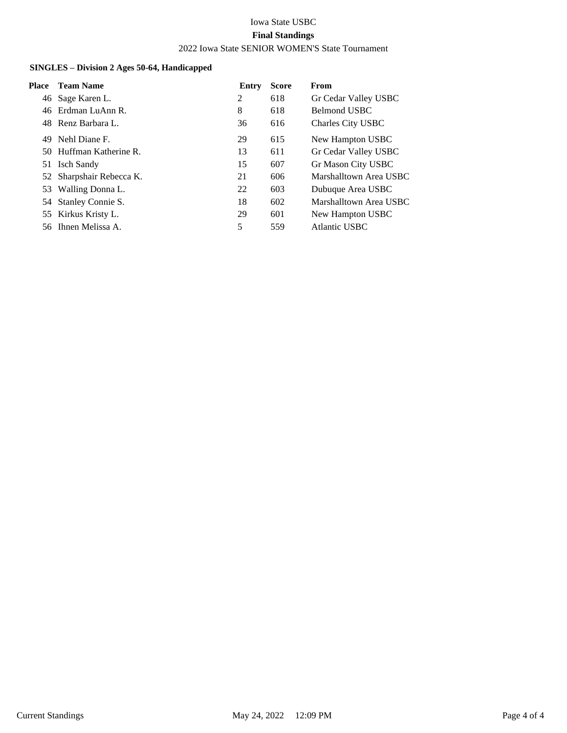Iowa State USBC

**Final Standings**

2022 Iowa State SENIOR WOMEN'S State Tournament

### SINGLES – Division 2 Ages 50-64, Handicapped

| Place | Team Name | Entry | Score | From |
|---|---|---|---|---|
| 46 | Sage Karen L. | 2 | 618 | Gr Cedar Valley USBC |
| 46 | Erdman LuAnn R. | 8 | 618 | Belmond USBC |
| 48 | Renz Barbara L. | 36 | 616 | Charles City USBC |
| 49 | Nehl Diane F. | 29 | 615 | New Hampton USBC |
| 50 | Huffman Katherine R. | 13 | 611 | Gr Cedar Valley USBC |
| 51 | Isch Sandy | 15 | 607 | Gr Mason City USBC |
| 52 | Sharpshair Rebecca K. | 21 | 606 | Marshalltown Area USBC |
| 53 | Walling Donna L. | 22 | 603 | Dubuque Area USBC |
| 54 | Stanley Connie S. | 18 | 602 | Marshalltown Area USBC |
| 55 | Kirkus Kristy L. | 29 | 601 | New Hampton USBC |
| 56 | Ihnen Melissa A. | 5 | 559 | Atlantic USBC |

Current Standings May 24, 2022 12:09 PM